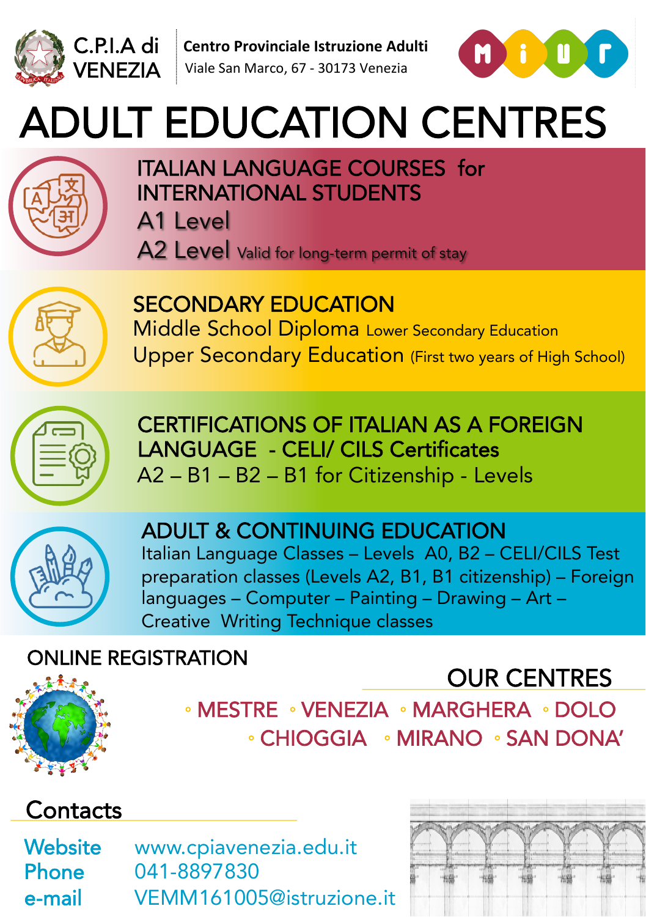C.P.I.A di VENEZIA

**Centro Provinciale Istruzione Adulti**
Viale San Marco, 67 - 30173 Venezia

MIUR

# ADULT EDUCATION CENTRES

## ITALIAN LANGUAGE COURSES for INTERNATIONAL STUDENTS

A1 Level

A2 Level Valid for long-term permit of stay

## SECONDARY EDUCATION

Middle School Diploma Lower Secondary Education

Upper Secondary Education (First two years of High School)

## CERTIFICATIONS OF ITALIAN AS A FOREIGN LANGUAGE - CELI/ CILS Certificates

A2 – B1 – B2 – B1 for Citizenship - Levels

## ADULT & CONTINUING EDUCATION

Italian Language Classes – Levels A0, B2 – CELI/CILS Test preparation classes (Levels A2, B1, B1 citizenship) – Foreign languages – Computer – Painting – Drawing – Art – Creative Writing Technique classes

## ONLINE REGISTRATION

## OUR CENTRES

- MESTRE
- VENEZIA
- MARGHERA
- DOLO
- CHIOGGIA
- MIRANO
- SAN DONA'

## Contacts

**Website** www.cpiavenezia.edu.it

**Phone** 041-8897830

**e-mail** VEMM161005@istruzione.it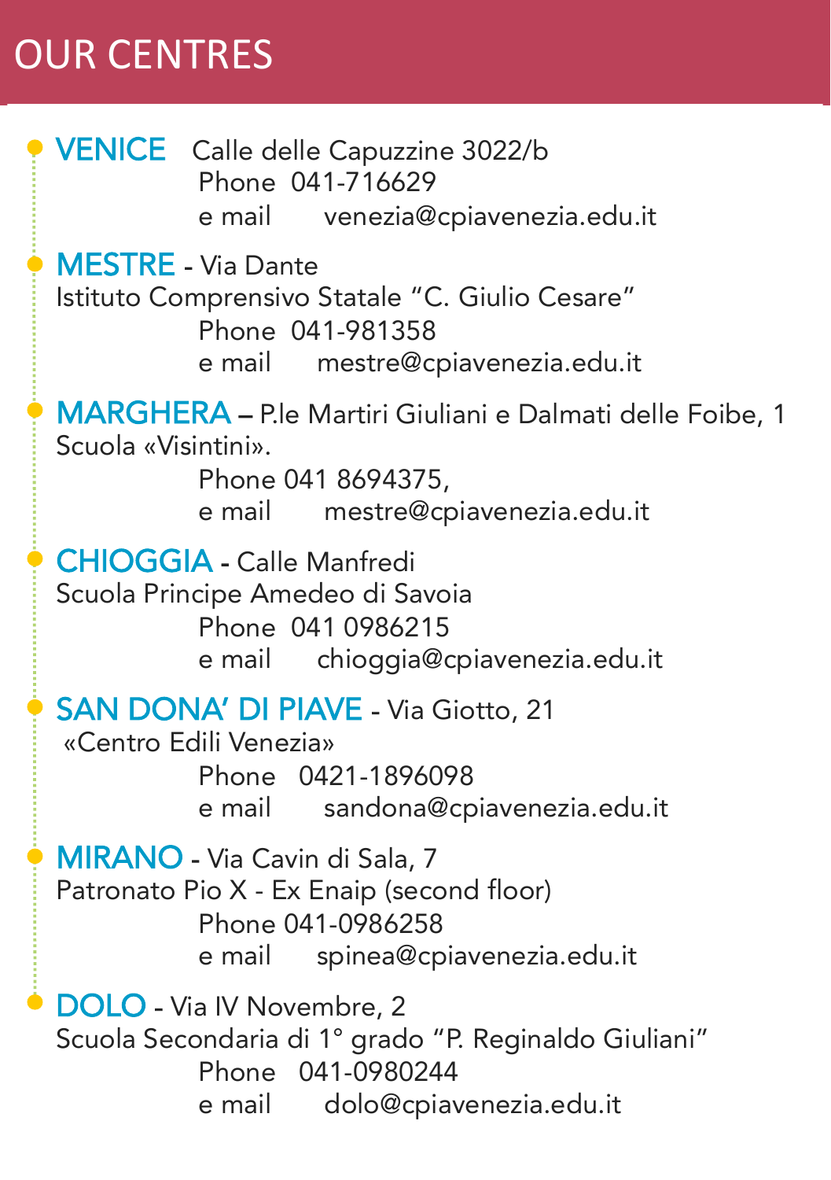# OUR CENTRES

- **VENICE** Calle delle Capuzzine 3022/b
  Phone 041-716629
  e mail venezia@cpiavenezia.edu.it

- **MESTRE** - Via Dante
  Istituto Comprensivo Statale "C. Giulio Cesare"
  Phone 041-981358
  e mail mestre@cpiavenezia.edu.it

- **MARGHERA** – P.le Martiri Giuliani e Dalmati delle Foibe, 1
  Scuola «Visintini».
  Phone 041 8694375,
  e mail mestre@cpiavenezia.edu.it

- **CHIOGGIA** - Calle Manfredi
  Scuola Principe Amedeo di Savoia
  Phone 041 0986215
  e mail chioggia@cpiavenezia.edu.it

- **SAN DONA' DI PIAVE** - Via Giotto, 21
  «Centro Edili Venezia»
  Phone 0421-1896098
  e mail sandona@cpiavenezia.edu.it

- **MIRANO** - Via Cavin di Sala, 7
  Patronato Pio X - Ex Enaip (second floor)
  Phone 041-0986258
  e mail spinea@cpiavenezia.edu.it

- **DOLO** - Via IV Novembre, 2
  Scuola Secondaria di 1° grado "P. Reginaldo Giuliani"
  Phone 041-0980244
  e mail dolo@cpiavenezia.edu.it